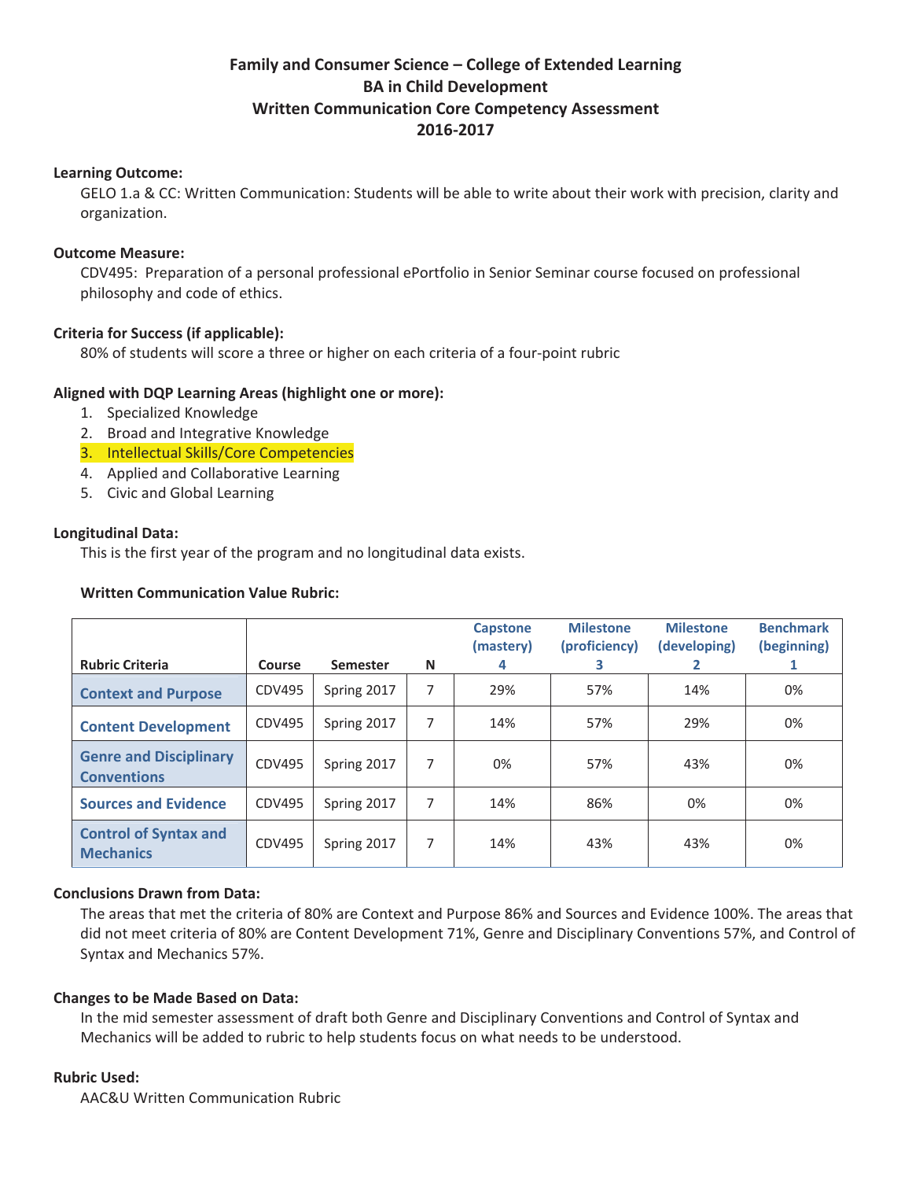# Family and Consumer Science – College of Extended Learning
## BA in Child Development
## Written Communication Core Competency Assessment
## 2016-2017

**Learning Outcome:**

GELO 1.a & CC: Written Communication: Students will be able to write about their work with precision, clarity and organization.

**Outcome Measure:**

CDV495: Preparation of a personal professional ePortfolio in Senior Seminar course focused on professional philosophy and code of ethics.

**Criteria for Success (if applicable):**

80% of students will score a three or higher on each criteria of a four-point rubric

**Aligned with DQP Learning Areas (highlight one or more):**

1. Specialized Knowledge
2. Broad and Integrative Knowledge
3. Intellectual Skills/Core Competencies
4. Applied and Collaborative Learning
5. Civic and Global Learning

**Longitudinal Data:**

This is the first year of the program and no longitudinal data exists.

**Written Communication Value Rubric:**

| Rubric Criteria | Course | Semester | N | Capstone (mastery) 4 | Milestone (proficiency) 3 | Milestone (developing) 2 | Benchmark (beginning) 1 |
|---|---|---|---|---|---|---|---|
| Context and Purpose | CDV495 | Spring 2017 | 7 | 29% | 57% | 14% | 0% |
| Content Development | CDV495 | Spring 2017 | 7 | 14% | 57% | 29% | 0% |
| Genre and Disciplinary Conventions | CDV495 | Spring 2017 | 7 | 0% | 57% | 43% | 0% |
| Sources and Evidence | CDV495 | Spring 2017 | 7 | 14% | 86% | 0% | 0% |
| Control of Syntax and Mechanics | CDV495 | Spring 2017 | 7 | 14% | 43% | 43% | 0% |

**Conclusions Drawn from Data:**

The areas that met the criteria of 80% are Context and Purpose 86% and Sources and Evidence 100%. The areas that did not meet criteria of 80% are Content Development 71%, Genre and Disciplinary Conventions 57%, and Control of Syntax and Mechanics 57%.

**Changes to be Made Based on Data:**

In the mid semester assessment of draft both Genre and Disciplinary Conventions and Control of Syntax and Mechanics will be added to rubric to help students focus on what needs to be understood.

**Rubric Used:**

AAC&U Written Communication Rubric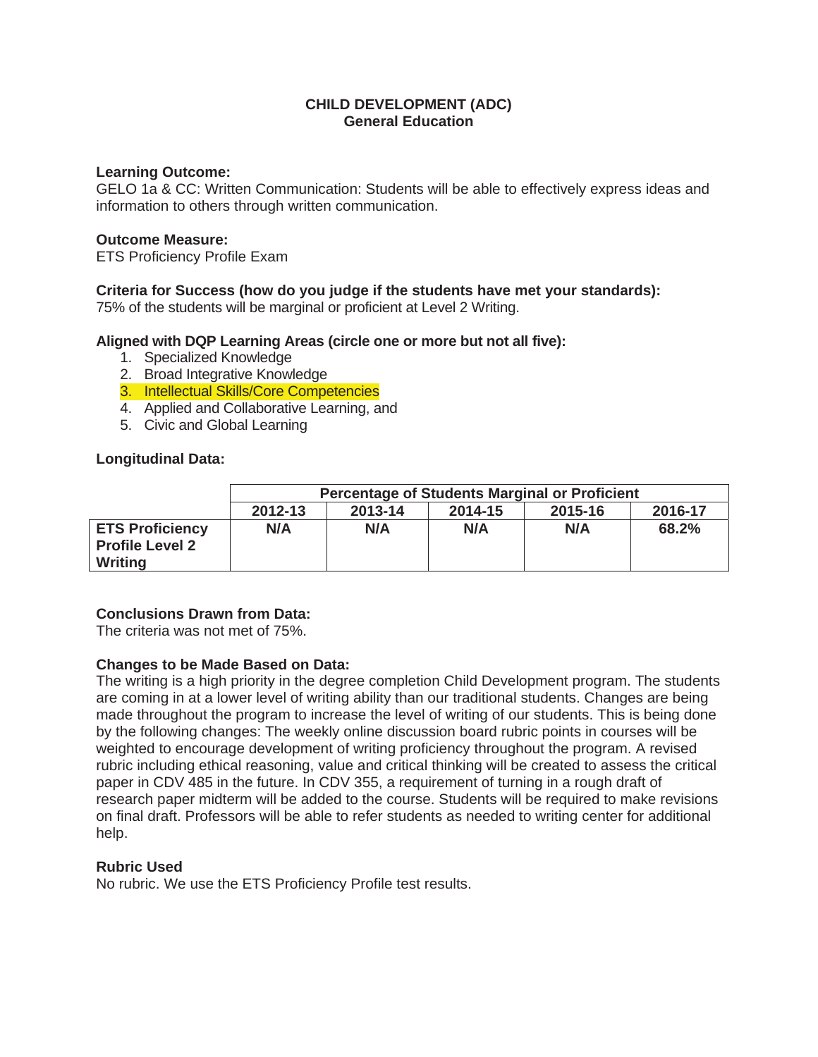**CHILD DEVELOPMENT (ADC)**
**General Education**

**Learning Outcome:**
GELO 1a & CC: Written Communication: Students will be able to effectively express ideas and information to others through written communication.

**Outcome Measure:**
ETS Proficiency Profile Exam

**Criteria for Success (how do you judge if the students have met your standards):**
75% of the students will be marginal or proficient at Level 2 Writing.

**Aligned with DQP Learning Areas (circle one or more but not all five):**

1. Specialized Knowledge
2. Broad Integrative Knowledge
3. Intellectual Skills/Core Competencies
4. Applied and Collaborative Learning, and
5. Civic and Global Learning

**Longitudinal Data:**

| | Percentage of Students Marginal or Proficient | | | | |
|---|---|---|---|---|---|
| | 2012-13 | 2013-14 | 2014-15 | 2015-16 | 2016-17 |
| **ETS Proficiency Profile Level 2 Writing** | N/A | N/A | N/A | N/A | 68.2% |

**Conclusions Drawn from Data:**
The criteria was not met of 75%.

**Changes to be Made Based on Data:**
The writing is a high priority in the degree completion Child Development program. The students are coming in at a lower level of writing ability than our traditional students. Changes are being made throughout the program to increase the level of writing of our students. This is being done by the following changes: The weekly online discussion board rubric points in courses will be weighted to encourage development of writing proficiency throughout the program. A revised rubric including ethical reasoning, value and critical thinking will be created to assess the critical paper in CDV 485 in the future. In CDV 355, a requirement of turning in a rough draft of research paper midterm will be added to the course. Students will be required to make revisions on final draft. Professors will be able to refer students as needed to writing center for additional help.

**Rubric Used**
No rubric. We use the ETS Proficiency Profile test results.